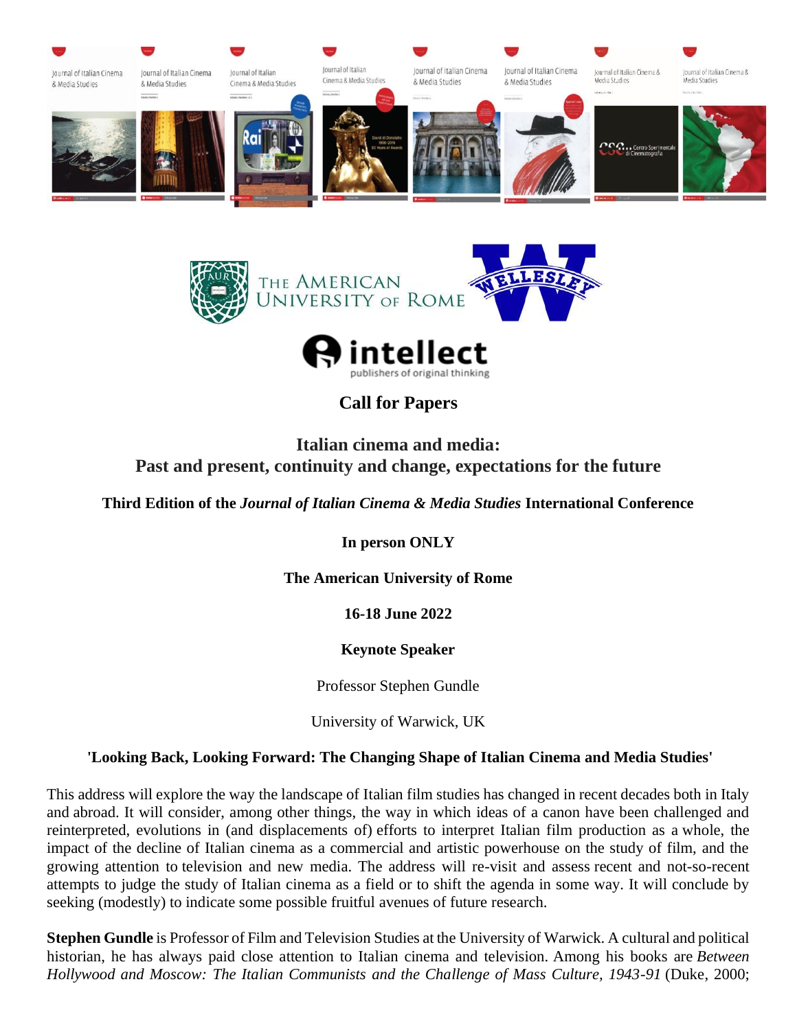# Call for Papers

## Italian cinema and media: Past and present, continuity and change, expectations for the future

**Third Edition of the *Journal of Italian Cinema & Media Studies* International Conference**

**In person ONLY**

**The American University of Rome**

**16-18 June 2022**

**Keynote Speaker**

Professor Stephen Gundle

University of Warwick, UK

**'Looking Back, Looking Forward: The Changing Shape of Italian Cinema and Media Studies'**

This address will explore the way the landscape of Italian film studies has changed in recent decades both in Italy and abroad. It will consider, among other things, the way in which ideas of a canon have been challenged and reinterpreted, evolutions in (and displacements of) efforts to interpret Italian film production as a whole, the impact of the decline of Italian cinema as a commercial and artistic powerhouse on the study of film, and the growing attention to television and new media. The address will re-visit and assess recent and not-so-recent attempts to judge the study of Italian cinema as a field or to shift the agenda in some way. It will conclude by seeking (modestly) to indicate some possible fruitful avenues of future research.

**Stephen Gundle** is Professor of Film and Television Studies at the University of Warwick. A cultural and political historian, he has always paid close attention to Italian cinema and television. Among his books are *Between Hollywood and Moscow: The Italian Communists and the Challenge of Mass Culture, 1943-91* (Duke, 2000;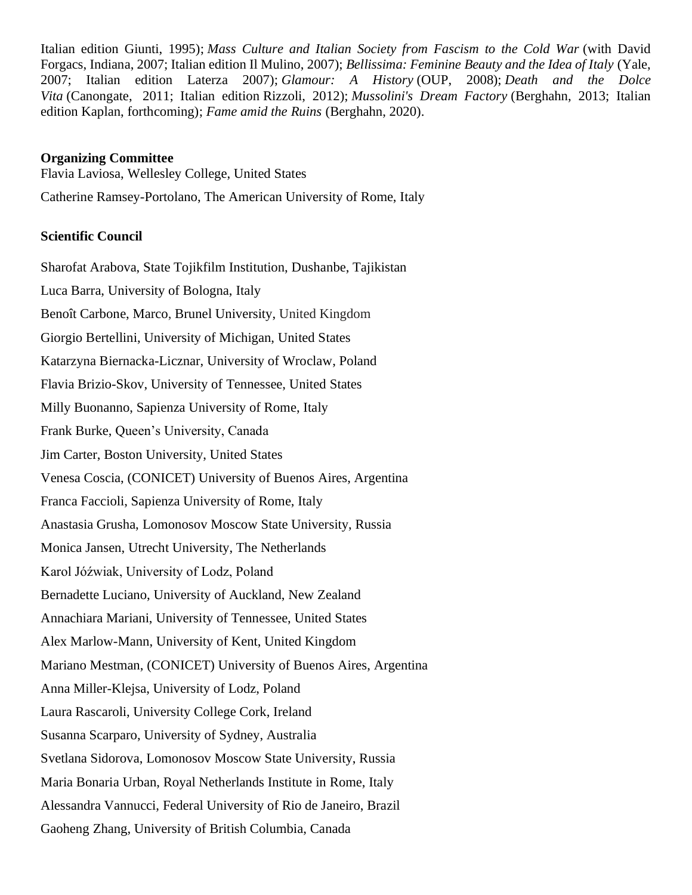Italian edition Giunti, 1995); *Mass Culture and Italian Society from Fascism to the Cold War* (with David Forgacs, Indiana, 2007; Italian edition Il Mulino, 2007); *Bellissima: Feminine Beauty and the Idea of Italy* (Yale, 2007; Italian edition Laterza 2007); *Glamour: A History* (OUP, 2008); *Death and the Dolce Vita* (Canongate, 2011; Italian edition Rizzoli, 2012); *Mussolini's Dream Factory* (Berghahn, 2013; Italian edition Kaplan, forthcoming); *Fame amid the Ruins* (Berghahn, 2020).

**Organizing Committee**

Flavia Laviosa, Wellesley College, United States

Catherine Ramsey-Portolano, The American University of Rome, Italy

**Scientific Council**

Sharofat Arabova, State Tojikfilm Institution, Dushanbe, Tajikistan

Luca Barra, University of Bologna, Italy

Benoît Carbone, Marco, Brunel University, United Kingdom

Giorgio Bertellini, University of Michigan, United States

Katarzyna Biernacka-Licznar, University of Wroclaw, Poland

Flavia Brizio-Skov, University of Tennessee, United States

Milly Buonanno, Sapienza University of Rome, Italy

Frank Burke, Queen's University, Canada

Jim Carter, Boston University, United States

Venesa Coscia, (CONICET) University of Buenos Aires, Argentina

Franca Faccioli, Sapienza University of Rome, Italy

Anastasia Grusha, Lomonosov Moscow State University, Russia

Monica Jansen, Utrecht University, The Netherlands

Karol Jóźwiak, University of Lodz, Poland

Bernadette Luciano, University of Auckland, New Zealand

Annachiara Mariani, University of Tennessee, United States

Alex Marlow-Mann, University of Kent, United Kingdom

Mariano Mestman, (CONICET) University of Buenos Aires, Argentina

Anna Miller-Klejsa, University of Lodz, Poland

Laura Rascaroli, University College Cork, Ireland

Susanna Scarparo, University of Sydney, Australia

Svetlana Sidorova, Lomonosov Moscow State University, Russia

Maria Bonaria Urban, Royal Netherlands Institute in Rome, Italy

Alessandra Vannucci, Federal University of Rio de Janeiro, Brazil

Gaoheng Zhang, University of British Columbia, Canada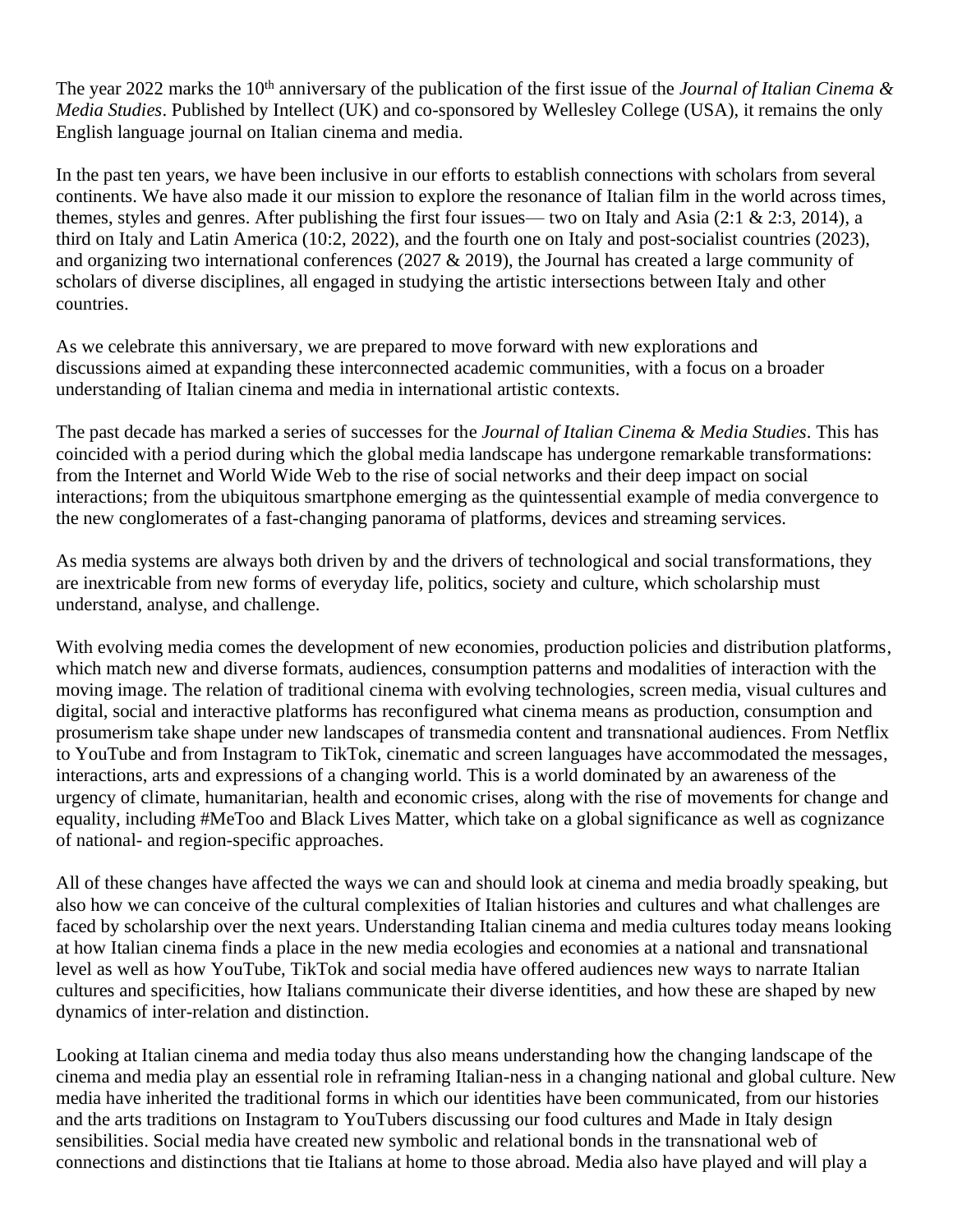The year 2022 marks the 10th anniversary of the publication of the first issue of the *Journal of Italian Cinema & Media Studies*. Published by Intellect (UK) and co-sponsored by Wellesley College (USA), it remains the only English language journal on Italian cinema and media.

In the past ten years, we have been inclusive in our efforts to establish connections with scholars from several continents. We have also made it our mission to explore the resonance of Italian film in the world across times, themes, styles and genres. After publishing the first four issues— two on Italy and Asia (2:1 & 2:3, 2014), a third on Italy and Latin America (10:2, 2022), and the fourth one on Italy and post-socialist countries (2023), and organizing two international conferences (2027 & 2019), the Journal has created a large community of scholars of diverse disciplines, all engaged in studying the artistic intersections between Italy and other countries.

As we celebrate this anniversary, we are prepared to move forward with new explorations and discussions aimed at expanding these interconnected academic communities, with a focus on a broader understanding of Italian cinema and media in international artistic contexts.

The past decade has marked a series of successes for the *Journal of Italian Cinema & Media Studies*. This has coincided with a period during which the global media landscape has undergone remarkable transformations: from the Internet and World Wide Web to the rise of social networks and their deep impact on social interactions; from the ubiquitous smartphone emerging as the quintessential example of media convergence to the new conglomerates of a fast-changing panorama of platforms, devices and streaming services.

As media systems are always both driven by and the drivers of technological and social transformations, they are inextricable from new forms of everyday life, politics, society and culture, which scholarship must understand, analyse, and challenge.

With evolving media comes the development of new economies, production policies and distribution platforms, which match new and diverse formats, audiences, consumption patterns and modalities of interaction with the moving image. The relation of traditional cinema with evolving technologies, screen media, visual cultures and digital, social and interactive platforms has reconfigured what cinema means as production, consumption and prosumerism take shape under new landscapes of transmedia content and transnational audiences. From Netflix to YouTube and from Instagram to TikTok, cinematic and screen languages have accommodated the messages, interactions, arts and expressions of a changing world. This is a world dominated by an awareness of the urgency of climate, humanitarian, health and economic crises, along with the rise of movements for change and equality, including #MeToo and Black Lives Matter, which take on a global significance as well as cognizance of national- and region-specific approaches.

All of these changes have affected the ways we can and should look at cinema and media broadly speaking, but also how we can conceive of the cultural complexities of Italian histories and cultures and what challenges are faced by scholarship over the next years. Understanding Italian cinema and media cultures today means looking at how Italian cinema finds a place in the new media ecologies and economies at a national and transnational level as well as how YouTube, TikTok and social media have offered audiences new ways to narrate Italian cultures and specificities, how Italians communicate their diverse identities, and how these are shaped by new dynamics of inter-relation and distinction.

Looking at Italian cinema and media today thus also means understanding how the changing landscape of the cinema and media play an essential role in reframing Italian-ness in a changing national and global culture. New media have inherited the traditional forms in which our identities have been communicated, from our histories and the arts traditions on Instagram to YouTubers discussing our food cultures and Made in Italy design sensibilities. Social media have created new symbolic and relational bonds in the transnational web of connections and distinctions that tie Italians at home to those abroad. Media also have played and will play a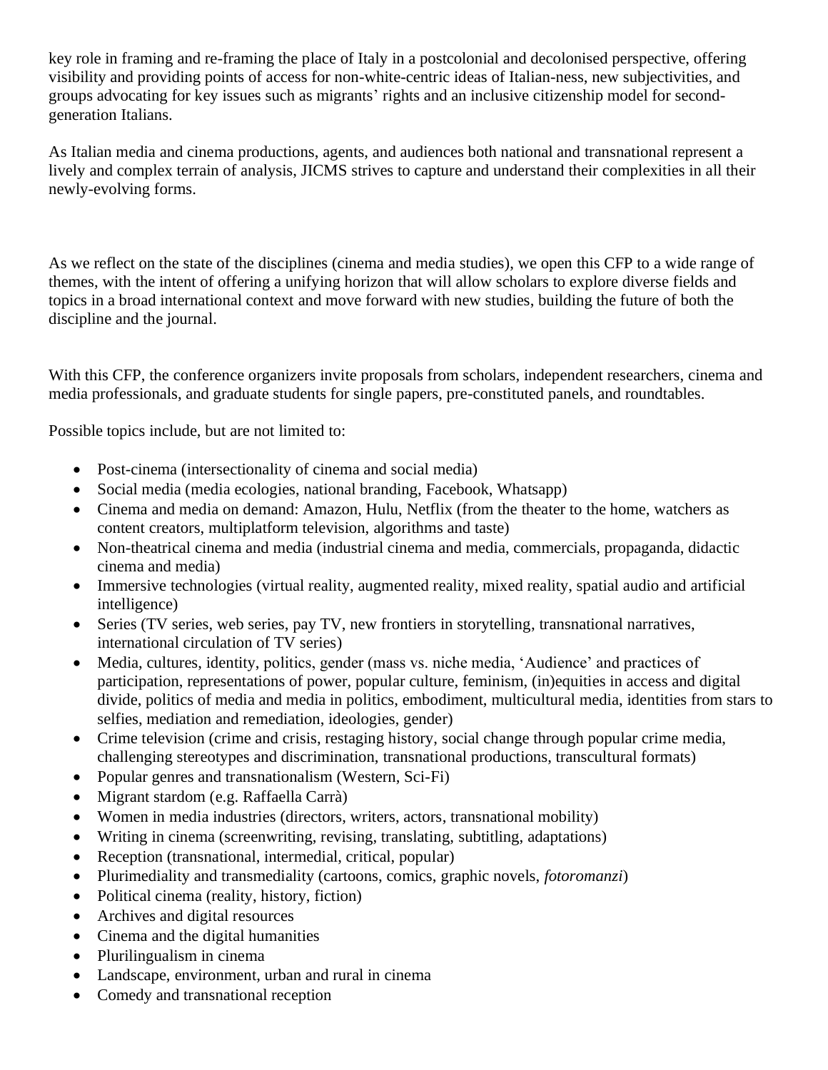key role in framing and re-framing the place of Italy in a postcolonial and decolonised perspective, offering visibility and providing points of access for non-white-centric ideas of Italian-ness, new subjectivities, and groups advocating for key issues such as migrants' rights and an inclusive citizenship model for second-generation Italians.

As Italian media and cinema productions, agents, and audiences both national and transnational represent a lively and complex terrain of analysis, JICMS strives to capture and understand their complexities in all their newly-evolving forms.

As we reflect on the state of the disciplines (cinema and media studies), we open this CFP to a wide range of themes, with the intent of offering a unifying horizon that will allow scholars to explore diverse fields and topics in a broad international context and move forward with new studies, building the future of both the discipline and the journal.

With this CFP, the conference organizers invite proposals from scholars, independent researchers, cinema and media professionals, and graduate students for single papers, pre-constituted panels, and roundtables.

Possible topics include, but are not limited to:

- Post-cinema (intersectionality of cinema and social media)
- Social media (media ecologies, national branding, Facebook, Whatsapp)
- Cinema and media on demand: Amazon, Hulu, Netflix (from the theater to the home, watchers as content creators, multiplatform television, algorithms and taste)
- Non-theatrical cinema and media (industrial cinema and media, commercials, propaganda, didactic cinema and media)
- Immersive technologies (virtual reality, augmented reality, mixed reality, spatial audio and artificial intelligence)
- Series (TV series, web series, pay TV, new frontiers in storytelling, transnational narratives, international circulation of TV series)
- Media, cultures, identity, politics, gender (mass vs. niche media, 'Audience' and practices of participation, representations of power, popular culture, feminism, (in)equities in access and digital divide, politics of media and media in politics, embodiment, multicultural media, identities from stars to selfies, mediation and remediation, ideologies, gender)
- Crime television (crime and crisis, restaging history, social change through popular crime media, challenging stereotypes and discrimination, transnational productions, transcultural formats)
- Popular genres and transnationalism (Western, Sci-Fi)
- Migrant stardom (e.g. Raffaella Carrà)
- Women in media industries (directors, writers, actors, transnational mobility)
- Writing in cinema (screenwriting, revising, translating, subtitling, adaptations)
- Reception (transnational, intermedial, critical, popular)
- Plurimediality and transmediality (cartoons, comics, graphic novels, *fotoromanzi*)
- Political cinema (reality, history, fiction)
- Archives and digital resources
- Cinema and the digital humanities
- Plurilingualism in cinema
- Landscape, environment, urban and rural in cinema
- Comedy and transnational reception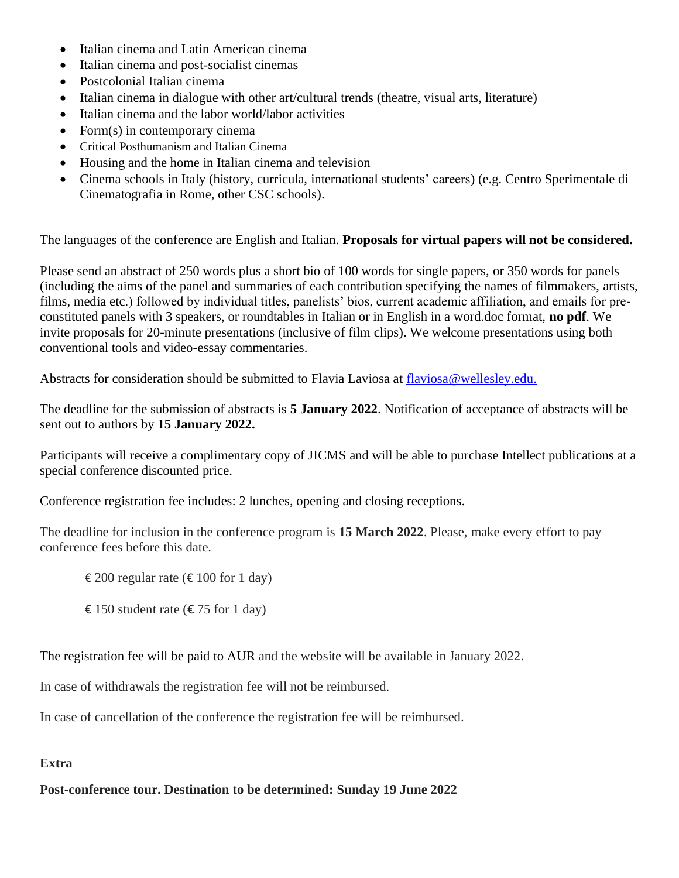- Italian cinema and Latin American cinema
- Italian cinema and post-socialist cinemas
- Postcolonial Italian cinema
- Italian cinema in dialogue with other art/cultural trends (theatre, visual arts, literature)
- Italian cinema and the labor world/labor activities
- Form(s) in contemporary cinema
- Critical Posthumanism and Italian Cinema
- Housing and the home in Italian cinema and television
- Cinema schools in Italy (history, curricula, international students' careers) (e.g. Centro Sperimentale di Cinematografia in Rome, other CSC schools).

The languages of the conference are English and Italian. **Proposals for virtual papers will not be considered.**

Please send an abstract of 250 words plus a short bio of 100 words for single papers, or 350 words for panels (including the aims of the panel and summaries of each contribution specifying the names of filmmakers, artists, films, media etc.) followed by individual titles, panelists' bios, current academic affiliation, and emails for pre-constituted panels with 3 speakers, or roundtables in Italian or in English in a word.doc format, **no pdf**. We invite proposals for 20-minute presentations (inclusive of film clips). We welcome presentations using both conventional tools and video-essay commentaries.

Abstracts for consideration should be submitted to Flavia Laviosa at flaviosa@wellesley.edu.

The deadline for the submission of abstracts is **5 January 2022**. Notification of acceptance of abstracts will be sent out to authors by **15 January 2022.**

Participants will receive a complimentary copy of JICMS and will be able to purchase Intellect publications at a special conference discounted price.

Conference registration fee includes: 2 lunches, opening and closing receptions.

The deadline for inclusion in the conference program is **15 March 2022**. Please, make every effort to pay conference fees before this date.

€ 200 regular rate (€ 100 for 1 day)

€ 150 student rate (€ 75 for 1 day)

The registration fee will be paid to AUR and the website will be available in January 2022.

In case of withdrawals the registration fee will not be reimbursed.

In case of cancellation of the conference the registration fee will be reimbursed.

**Extra**

**Post-conference tour. Destination to be determined: Sunday 19 June 2022**